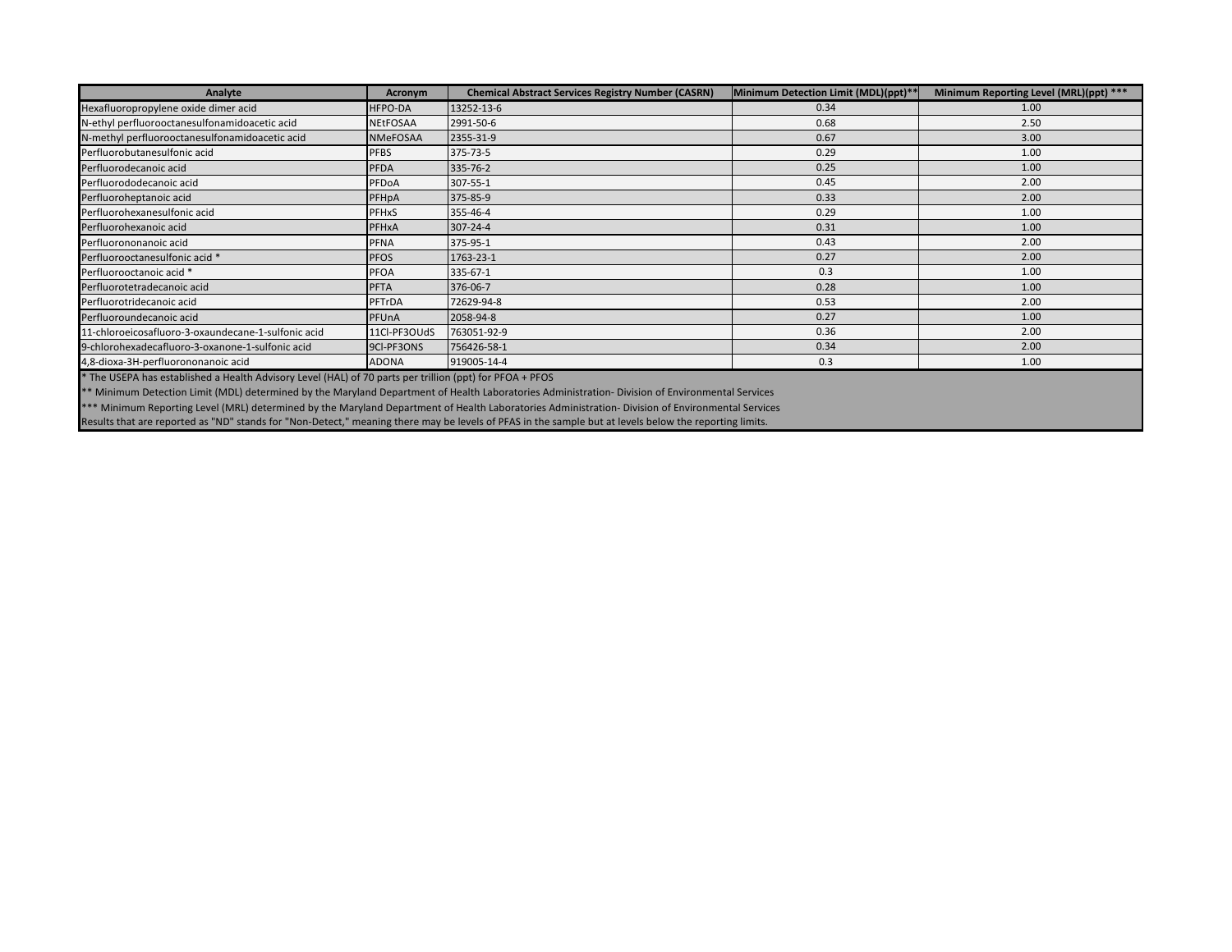| Analyte | Acronym | Chemical Abstract Services Registry Number (CASRN) | Minimum Detection Limit (MDL)(ppt)** | Minimum Reporting Level (MRL)(ppt) *** |
|---|---|---|---|---|
| Hexafluoropropylene oxide dimer acid | HFPO-DA | 13252-13-6 | 0.34 | 1.00 |
| N-ethyl perfluorooctanesulfonamidoacetic acid | NEtFOSAA | 2991-50-6 | 0.68 | 2.50 |
| N-methyl perfluorooctanesulfonamidoacetic acid | NMeFOSAA | 2355-31-9 | 0.67 | 3.00 |
| Perfluorobutanesulfonic acid | PFBS | 375-73-5 | 0.29 | 1.00 |
| Perfluorodecanoic acid | PFDA | 335-76-2 | 0.25 | 1.00 |
| Perfluorododecanoic acid | PFDoA | 307-55-1 | 0.45 | 2.00 |
| Perfluoroheptanoic acid | PFHpA | 375-85-9 | 0.33 | 2.00 |
| Perfluorohexanesulfonic acid | PFHxS | 355-46-4 | 0.29 | 1.00 |
| Perfluorohexanoic acid | PFHxA | 307-24-4 | 0.31 | 1.00 |
| Perfluorononanoic acid | PFNA | 375-95-1 | 0.43 | 2.00 |
| Perfluorooctanesulfonic acid * | PFOS | 1763-23-1 | 0.27 | 2.00 |
| Perfluorooctanoic acid * | PFOA | 335-67-1 | 0.3 | 1.00 |
| Perfluorotetradecanoic acid | PFTA | 376-06-7 | 0.28 | 1.00 |
| Perfluorotridecanoic acid | PFTrDA | 72629-94-8 | 0.53 | 2.00 |
| Perfluoroundecanoic acid | PFUnA | 2058-94-8 | 0.27 | 1.00 |
| 11-chloroeicosafluoro-3-oxaundecane-1-sulfonic acid | 11Cl-PF3OUdS | 763051-92-9 | 0.36 | 2.00 |
| 9-chlorohexadecafluoro-3-oxanone-1-sulfonic acid | 9Cl-PF3ONS | 756426-58-1 | 0.34 | 2.00 |
| 4,8-dioxa-3H-perfluorononanoic acid | ADONA | 919005-14-4 | 0.3 | 1.00 |

* The USEPA has established a Health Advisory Level (HAL) of 70 parts per trillion (ppt) for PFOA + PFOS

** Minimum Detection Limit (MDL) determined by the Maryland Department of Health Laboratories Administration- Division of Environmental Services

*** Minimum Reporting Level (MRL) determined by the Maryland Department of Health Laboratories Administration- Division of Environmental Services

Results that are reported as "ND" stands for "Non-Detect," meaning there may be levels of PFAS in the sample but at levels below the reporting limits.